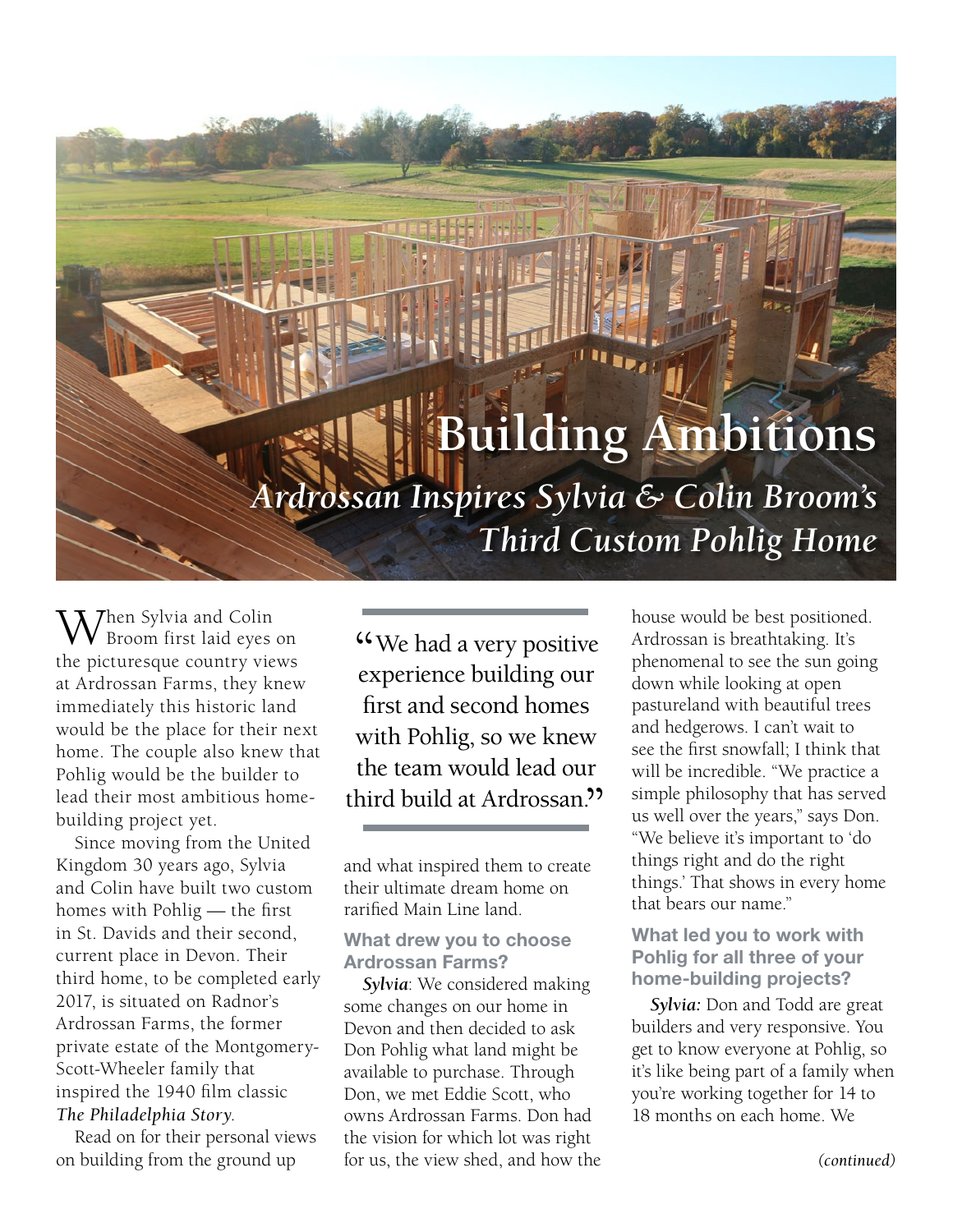# Building Ambitions

## *Ardrossan Inspires Sylvia & Colin Broom's Third Custom Pohlig Home*

When Sylvia and Colin Broom first laid eyes on the picturesque country views at Ardrossan Farms, they knew immediately this historic land would be the place for their next home. The couple also knew that Pohlig would be the builder to lead their most ambitious home-building project yet.

Since moving from the United Kingdom 30 years ago, Sylvia and Colin have built two custom homes with Pohlig — the first in St. Davids and their second, current place in Devon. Their third home, to be completed early 2017, is situated on Radnor's Ardrossan Farms, the former private estate of the Montgomery-Scott-Wheeler family that inspired the 1940 film classic *The Philadelphia Story*.

Read on for their personal views on building from the ground up and what inspired them to create their ultimate dream home on rarified Main Line land.

> "We had a very positive experience building our first and second homes with Pohlig, so we knew the team would lead our third build at Ardrossan."

### What drew you to choose Ardrossan Farms?

***Sylvia***: We considered making some changes on our home in Devon and then decided to ask Don Pohlig what land might be available to purchase. Through Don, we met Eddie Scott, who owns Ardrossan Farms. Don had the vision for which lot was right for us, the view shed, and how the house would be best positioned. Ardrossan is breathtaking. It's phenomenal to see the sun going down while looking at open pastureland with beautiful trees and hedgerows. I can't wait to see the first snowfall; I think that will be incredible. "We practice a simple philosophy that has served us well over the years," says Don. "We believe it's important to 'do things right and do the right things.' That shows in every home that bears our name."

### What led you to work with Pohlig for all three of your home-building projects?

***Sylvia:*** Don and Todd are great builders and very responsive. You get to know everyone at Pohlig, so it's like being part of a family when you're working together for 14 to 18 months on each home. We

*(continued)*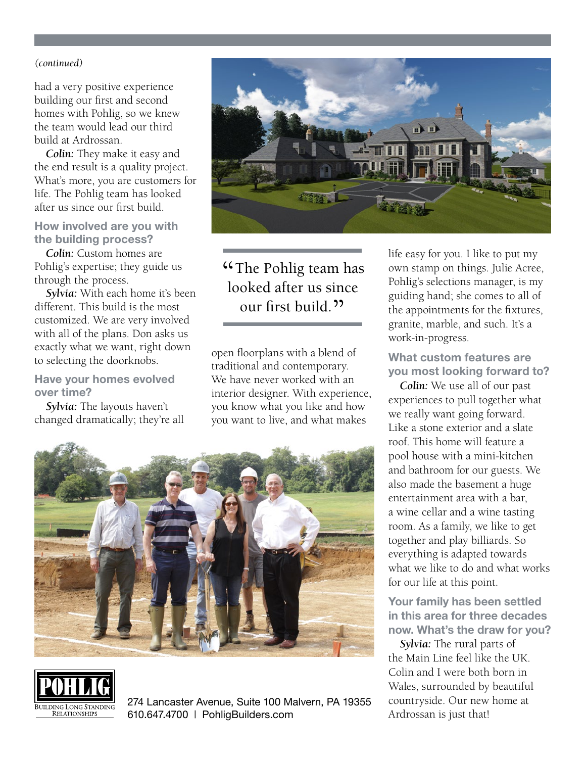*(continued)*

had a very positive experience building our first and second homes with Pohlig, so we knew the team would lead our third build at Ardrossan.

***Colin:*** They make it easy and the end result is a quality project. What's more, you are customers for life. The Pohlig team has looked after us since our first build.

### How involved are you with the building process?

***Colin:*** Custom homes are Pohlig's expertise; they guide us through the process.

***Sylvia:*** With each home it's been different. This build is the most customized. We are very involved with all of the plans. Don asks us exactly what we want, right down to selecting the doorknobs.

### Have your homes evolved over time?

***Sylvia:*** The layouts haven't changed dramatically; they're all open floorplans with a blend of traditional and contemporary. We have never worked with an interior designer. With experience, you know what you like and how you want to live, and what makes life easy for you. I like to put my own stamp on things. Julie Acree, Pohlig's selections manager, is my guiding hand; she comes to all of the appointments for the fixtures, granite, marble, and such. It's a work-in-progress.

> "The Pohlig team has looked after us since our first build."

### What custom features are you most looking forward to?

***Colin:*** We use all of our past experiences to pull together what we really want going forward. Like a stone exterior and a slate roof. This home will feature a pool house with a mini-kitchen and bathroom for our guests. We also made the basement a huge entertainment area with a bar, a wine cellar and a wine tasting room. As a family, we like to get together and play billiards. So everything is adapted towards what we like to do and what works for our life at this point.

### Your family has been settled in this area for three decades now. What's the draw for you?

***Sylvia:*** The rural parts of the Main Line feel like the UK. Colin and I were both born in Wales, surrounded by beautiful countryside. Our new home at Ardrossan is just that!

POHLIG
BUILDING LONG STANDING RELATIONSHIPS

274 Lancaster Avenue, Suite 100 Malvern, PA 19355
610.647.4700 | PohligBuilders.com